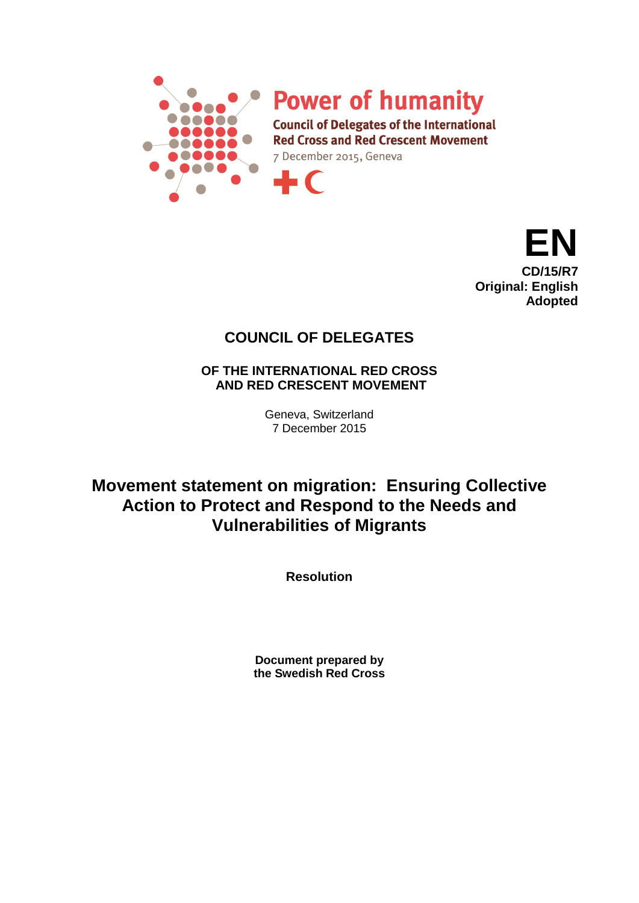**Power of humanity**

**Council of Delegates of the International Red Cross and Red Crescent Movement**

7 December 2015, Geneva

**EN**
**CD/15/R7**
**Original: English**
**Adopted**

## COUNCIL OF DELEGATES

### OF THE INTERNATIONAL RED CROSS AND RED CRESCENT MOVEMENT

Geneva, Switzerland
7 December 2015

# Movement statement on migration: Ensuring Collective Action to Protect and Respond to the Needs and Vulnerabilities of Migrants

**Resolution**

**Document prepared by the Swedish Red Cross**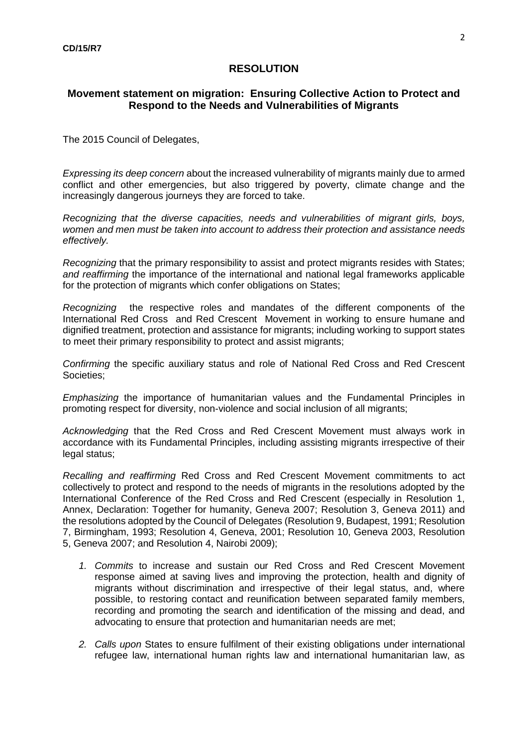**CD/15/R7**

## RESOLUTION

### Movement statement on migration: Ensuring Collective Action to Protect and Respond to the Needs and Vulnerabilities of Migrants

The 2015 Council of Delegates,

*Expressing its deep concern* about the increased vulnerability of migrants mainly due to armed conflict and other emergencies, but also triggered by poverty, climate change and the increasingly dangerous journeys they are forced to take.

*Recognizing that the diverse capacities, needs and vulnerabilities of migrant girls, boys, women and men must be taken into account to address their protection and assistance needs effectively.*

*Recognizing* that the primary responsibility to assist and protect migrants resides with States; *and reaffirming* the importance of the international and national legal frameworks applicable for the protection of migrants which confer obligations on States;

*Recognizing* the respective roles and mandates of the different components of the International Red Cross and Red Crescent Movement in working to ensure humane and dignified treatment, protection and assistance for migrants; including working to support states to meet their primary responsibility to protect and assist migrants;

*Confirming* the specific auxiliary status and role of National Red Cross and Red Crescent Societies;

*Emphasizing* the importance of humanitarian values and the Fundamental Principles in promoting respect for diversity, non-violence and social inclusion of all migrants;

*Acknowledging* that the Red Cross and Red Crescent Movement must always work in accordance with its Fundamental Principles, including assisting migrants irrespective of their legal status;

*Recalling and reaffirming* Red Cross and Red Crescent Movement commitments to act collectively to protect and respond to the needs of migrants in the resolutions adopted by the International Conference of the Red Cross and Red Crescent (especially in Resolution 1, Annex, Declaration: Together for humanity, Geneva 2007; Resolution 3, Geneva 2011) and the resolutions adopted by the Council of Delegates (Resolution 9, Budapest, 1991; Resolution 7, Birmingham, 1993; Resolution 4, Geneva, 2001; Resolution 10, Geneva 2003, Resolution 5, Geneva 2007; and Resolution 4, Nairobi 2009);

1. *Commits* to increase and sustain our Red Cross and Red Crescent Movement response aimed at saving lives and improving the protection, health and dignity of migrants without discrimination and irrespective of their legal status, and, where possible, to restoring contact and reunification between separated family members, recording and promoting the search and identification of the missing and dead, and advocating to ensure that protection and humanitarian needs are met;

2. *Calls upon* States to ensure fulfilment of their existing obligations under international refugee law, international human rights law and international humanitarian law, as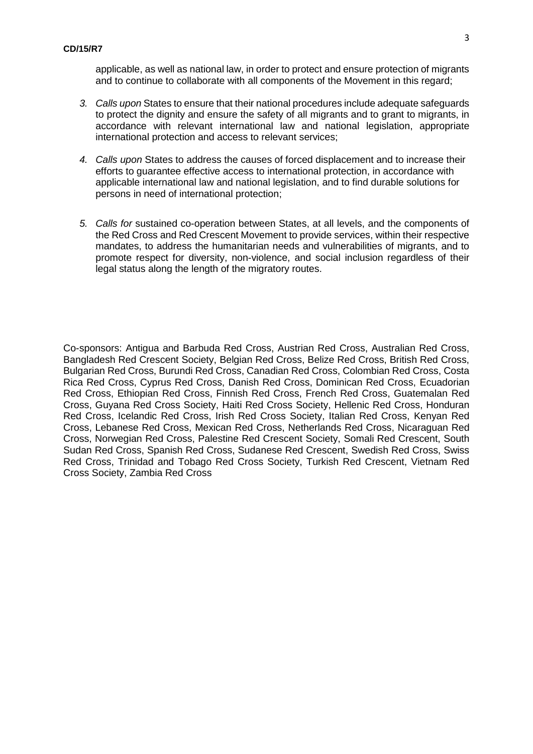applicable, as well as national law, in order to protect and ensure protection of migrants and to continue to collaborate with all components of the Movement in this regard;

3. *Calls upon* States to ensure that their national procedures include adequate safeguards to protect the dignity and ensure the safety of all migrants and to grant to migrants, in accordance with relevant international law and national legislation, appropriate international protection and access to relevant services;

4. *Calls upon* States to address the causes of forced displacement and to increase their efforts to guarantee effective access to international protection, in accordance with applicable international law and national legislation, and to find durable solutions for persons in need of international protection;

5. *Calls for* sustained co-operation between States, at all levels, and the components of the Red Cross and Red Crescent Movement to provide services, within their respective mandates, to address the humanitarian needs and vulnerabilities of migrants, and to promote respect for diversity, non-violence, and social inclusion regardless of their legal status along the length of the migratory routes.

Co-sponsors: Antigua and Barbuda Red Cross, Austrian Red Cross, Australian Red Cross, Bangladesh Red Crescent Society, Belgian Red Cross, Belize Red Cross, British Red Cross, Bulgarian Red Cross, Burundi Red Cross, Canadian Red Cross, Colombian Red Cross, Costa Rica Red Cross, Cyprus Red Cross, Danish Red Cross, Dominican Red Cross, Ecuadorian Red Cross, Ethiopian Red Cross, Finnish Red Cross, French Red Cross, Guatemalan Red Cross, Guyana Red Cross Society, Haiti Red Cross Society, Hellenic Red Cross, Honduran Red Cross, Icelandic Red Cross, Irish Red Cross Society, Italian Red Cross, Kenyan Red Cross, Lebanese Red Cross, Mexican Red Cross, Netherlands Red Cross, Nicaraguan Red Cross, Norwegian Red Cross, Palestine Red Crescent Society, Somali Red Crescent, South Sudan Red Cross, Spanish Red Cross, Sudanese Red Crescent, Swedish Red Cross, Swiss Red Cross, Trinidad and Tobago Red Cross Society, Turkish Red Crescent, Vietnam Red Cross Society, Zambia Red Cross